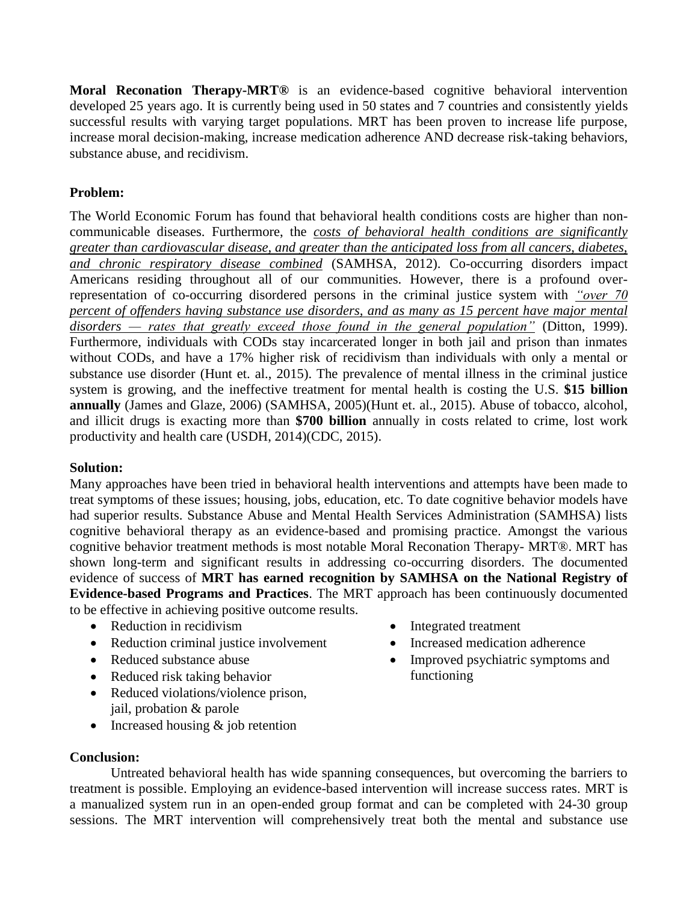**Moral Reconation Therapy-MRT®** is an evidence-based cognitive behavioral intervention developed 25 years ago. It is currently being used in 50 states and 7 countries and consistently yields successful results with varying target populations. MRT has been proven to increase life purpose, increase moral decision-making, increase medication adherence AND decrease risk-taking behaviors, substance abuse, and recidivism.

**Problem:**

The World Economic Forum has found that behavioral health conditions costs are higher than non-communicable diseases. Furthermore, the *costs of behavioral health conditions are significantly greater than cardiovascular disease, and greater than the anticipated loss from all cancers, diabetes, and chronic respiratory disease combined* (SAMHSA, 2012). Co-occurring disorders impact Americans residing throughout all of our communities. However, there is a profound over-representation of co-occurring disordered persons in the criminal justice system with *"over 70 percent of offenders having substance use disorders, and as many as 15 percent have major mental disorders — rates that greatly exceed those found in the general population"* (Ditton, 1999). Furthermore, individuals with CODs stay incarcerated longer in both jail and prison than inmates without CODs, and have a 17% higher risk of recidivism than individuals with only a mental or substance use disorder (Hunt et. al., 2015). The prevalence of mental illness in the criminal justice system is growing, and the ineffective treatment for mental health is costing the U.S. **$15 billion annually** (James and Glaze, 2006) (SAMHSA, 2005)(Hunt et. al., 2015). Abuse of tobacco, alcohol, and illicit drugs is exacting more than **$700 billion** annually in costs related to crime, lost work productivity and health care (USDH, 2014)(CDC, 2015).

**Solution:**

Many approaches have been tried in behavioral health interventions and attempts have been made to treat symptoms of these issues; housing, jobs, education, etc. To date cognitive behavior models have had superior results. Substance Abuse and Mental Health Services Administration (SAMHSA) lists cognitive behavioral therapy as an evidence-based and promising practice. Amongst the various cognitive behavior treatment methods is most notable Moral Reconation Therapy- MRT®. MRT has shown long-term and significant results in addressing co-occurring disorders. The documented evidence of success of **MRT has earned recognition by SAMHSA on the National Registry of Evidence-based Programs and Practices**. The MRT approach has been continuously documented to be effective in achieving positive outcome results.

- Reduction in recidivism
- Reduction criminal justice involvement
- Reduced substance abuse
- Reduced risk taking behavior
- Reduced violations/violence prison, jail, probation & parole
- Increased housing & job retention
- Integrated treatment
- Increased medication adherence
- Improved psychiatric symptoms and functioning

**Conclusion:**

Untreated behavioral health has wide spanning consequences, but overcoming the barriers to treatment is possible. Employing an evidence-based intervention will increase success rates. MRT is a manualized system run in an open-ended group format and can be completed with 24-30 group sessions. The MRT intervention will comprehensively treat both the mental and substance use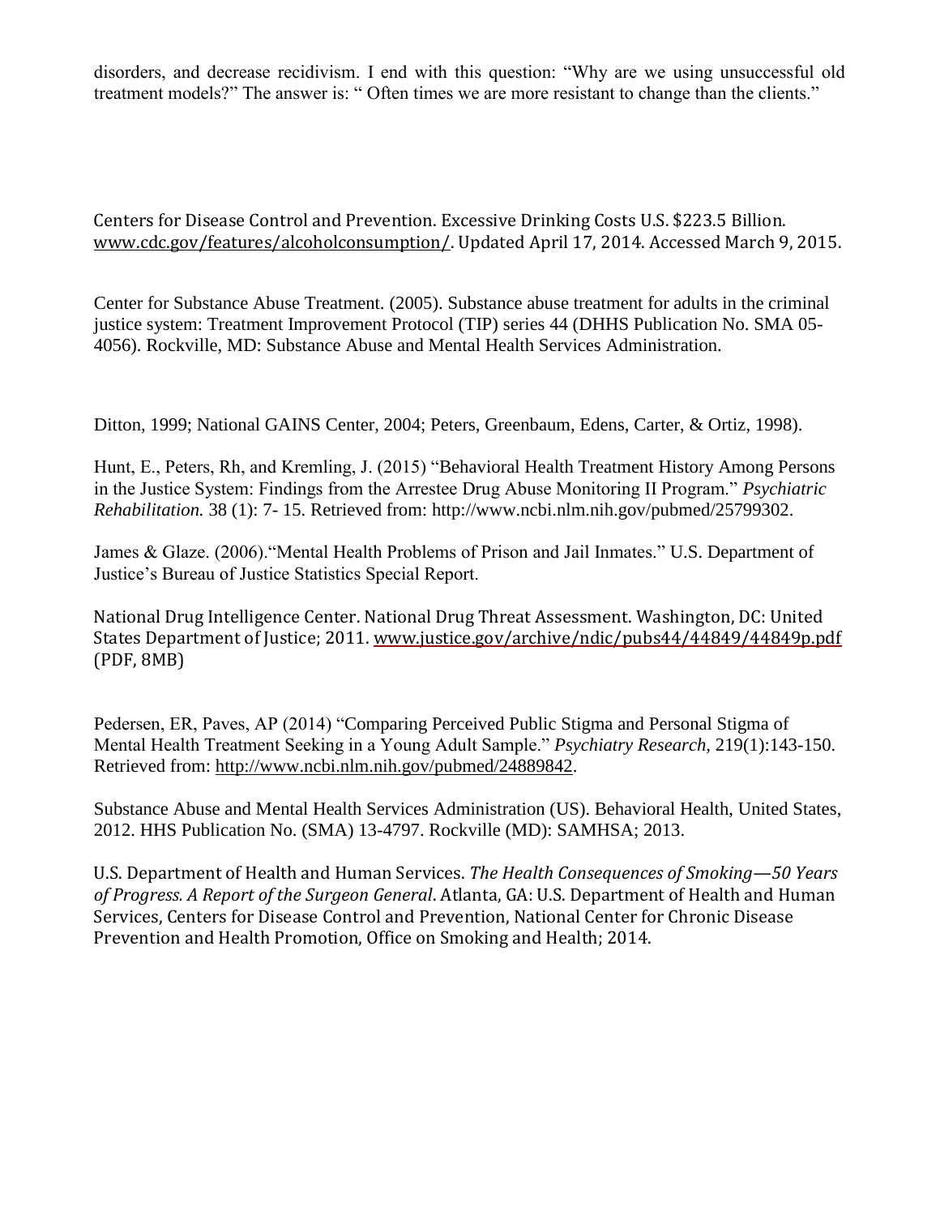disorders, and decrease recidivism. I end with this question: "Why are we using unsuccessful old treatment models?" The answer is: " Often times we are more resistant to change than the clients."

Centers for Disease Control and Prevention. Excessive Drinking Costs U.S. $223.5 Billion. www.cdc.gov/features/alcoholconsumption/. Updated April 17, 2014. Accessed March 9, 2015.

Center for Substance Abuse Treatment. (2005). Substance abuse treatment for adults in the criminal justice system: Treatment Improvement Protocol (TIP) series 44 (DHHS Publication No. SMA 05-4056). Rockville, MD: Substance Abuse and Mental Health Services Administration.

Ditton, 1999; National GAINS Center, 2004; Peters, Greenbaum, Edens, Carter, & Ortiz, 1998).

Hunt, E., Peters, Rh, and Kremling, J. (2015) "Behavioral Health Treatment History Among Persons in the Justice System: Findings from the Arrestee Drug Abuse Monitoring II Program." *Psychiatric Rehabilitation.* 38 (1): 7- 15. Retrieved from: http://www.ncbi.nlm.nih.gov/pubmed/25799302.

James & Glaze. (2006)."Mental Health Problems of Prison and Jail Inmates." U.S. Department of Justice's Bureau of Justice Statistics Special Report.

National Drug Intelligence Center. National Drug Threat Assessment. Washington, DC: United States Department of Justice; 2011. www.justice.gov/archive/ndic/pubs44/44849/44849p.pdf (PDF, 8MB)

Pedersen, ER, Paves, AP (2014) "Comparing Perceived Public Stigma and Personal Stigma of Mental Health Treatment Seeking in a Young Adult Sample." *Psychiatry Research*, 219(1):143-150. Retrieved from: http://www.ncbi.nlm.nih.gov/pubmed/24889842.

Substance Abuse and Mental Health Services Administration (US). Behavioral Health, United States, 2012. HHS Publication No. (SMA) 13-4797. Rockville (MD): SAMHSA; 2013.

U.S. Department of Health and Human Services. *The Health Consequences of Smoking—50 Years of Progress. A Report of the Surgeon General*. Atlanta, GA: U.S. Department of Health and Human Services, Centers for Disease Control and Prevention, National Center for Chronic Disease Prevention and Health Promotion, Office on Smoking and Health; 2014.